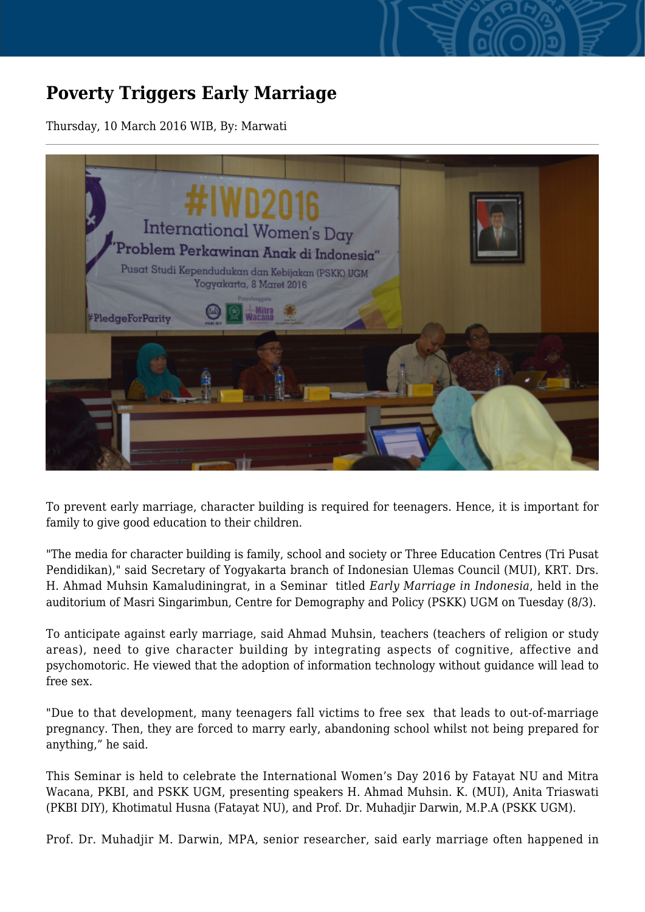# Poverty Triggers Early Marriage

Thursday, 10 March 2016 WIB, By: Marwati

To prevent early marriage, character building is required for teenagers. Hence, it is important for family to give good education to their children.

"The media for character building is family, school and society or Three Education Centres (Tri Pusat Pendidikan)," said Secretary of Yogyakarta branch of Indonesian Ulemas Council (MUI), KRT. Drs. H. Ahmad Muhsin Kamaludiningrat, in a Seminar titled *Early Marriage in Indonesia*, held in the auditorium of Masri Singarimbun, Centre for Demography and Policy (PSKK) UGM on Tuesday (8/3).

To anticipate against early marriage, said Ahmad Muhsin, teachers (teachers of religion or study areas), need to give character building by integrating aspects of cognitive, affective and psychomotoric. He viewed that the adoption of information technology without guidance will lead to free sex.

"Due to that development, many teenagers fall victims to free sex that leads to out-of-marriage pregnancy. Then, they are forced to marry early, abandoning school whilst not being prepared for anything," he said.

This Seminar is held to celebrate the International Women's Day 2016 by Fatayat NU and Mitra Wacana, PKBI, and PSKK UGM, presenting speakers H. Ahmad Muhsin. K. (MUI), Anita Triaswati (PKBI DIY), Khotimatul Husna (Fatayat NU), and Prof. Dr. Muhadjir Darwin, M.P.A (PSKK UGM).

Prof. Dr. Muhadjir M. Darwin, MPA, senior researcher, said early marriage often happened in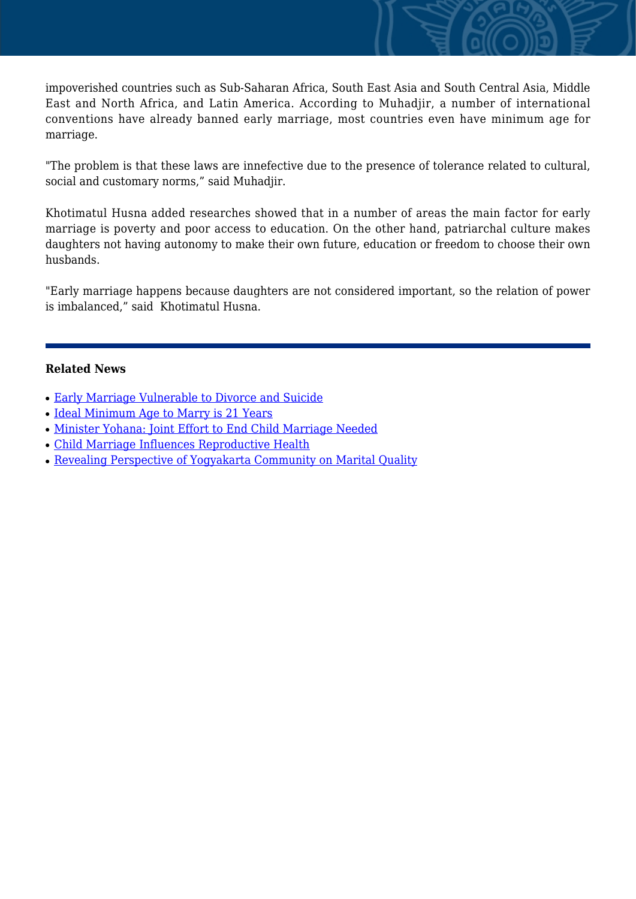impoverished countries such as Sub-Saharan Africa, South East Asia and South Central Asia, Middle East and North Africa, and Latin America. According to Muhadjir, a number of international conventions have already banned early marriage, most countries even have minimum age for marriage.

"The problem is that these laws are innefective due to the presence of tolerance related to cultural, social and customary norms," said Muhadjir.

Khotimatul Husna added researches showed that in a number of areas the main factor for early marriage is poverty and poor access to education. On the other hand, patriarchal culture makes daughters not having autonomy to make their own future, education or freedom to choose their own husbands.

"Early marriage happens because daughters are not considered important, so the relation of power is imbalanced," said Khotimatul Husna.

---

**Related News**

- Early Marriage Vulnerable to Divorce and Suicide
- Ideal Minimum Age to Marry is 21 Years
- Minister Yohana: Joint Effort to End Child Marriage Needed
- Child Marriage Influences Reproductive Health
- Revealing Perspective of Yogyakarta Community on Marital Quality